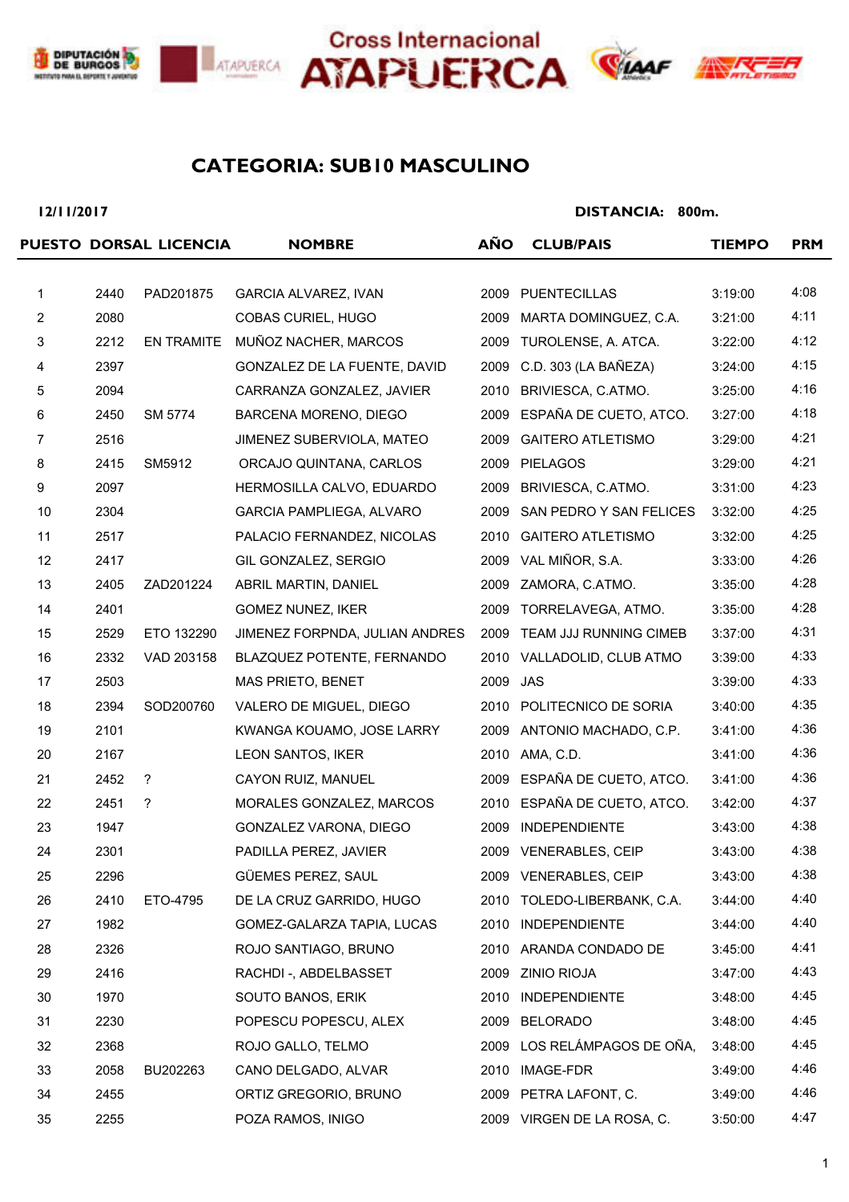Cross Internacional ATAPUERCA

## CATEGORIA: SUB10 MASCULINO

**12/11/2017** **DISTANCIA: 800m.**

| PUESTO | DORSAL | LICENCIA | NOMBRE | AÑO | CLUB/PAIS | TIEMPO | PRM |
|---|---|---|---|---|---|---|---|
| 1 | 2440 | PAD201875 | GARCIA ALVAREZ, IVAN | 2009 | PUENTECILLAS | 3:19:00 | 4:08 |
| 2 | 2080 | | COBAS CURIEL, HUGO | 2009 | MARTA DOMINGUEZ, C.A. | 3:21:00 | 4:11 |
| 3 | 2212 | EN TRAMITE | MUÑOZ NACHER, MARCOS | 2009 | TUROLENSE, A. ATCA. | 3:22:00 | 4:12 |
| 4 | 2397 | | GONZALEZ DE LA FUENTE, DAVID | 2009 | C.D. 303 (LA BAÑEZA) | 3:24:00 | 4:15 |
| 5 | 2094 | | CARRANZA GONZALEZ, JAVIER | 2010 | BRIVIESCA, C.ATMO. | 3:25:00 | 4:16 |
| 6 | 2450 | SM 5774 | BARCENA MORENO, DIEGO | 2009 | ESPAÑA DE CUETO, ATCO. | 3:27:00 | 4:18 |
| 7 | 2516 | | JIMENEZ SUBERVIOLA, MATEO | 2009 | GAITERO ATLETISMO | 3:29:00 | 4:21 |
| 8 | 2415 | SM5912 | ORCAJO QUINTANA, CARLOS | 2009 | PIELAGOS | 3:29:00 | 4:21 |
| 9 | 2097 | | HERMOSILLA CALVO, EDUARDO | 2009 | BRIVIESCA, C.ATMO. | 3:31:00 | 4:23 |
| 10 | 2304 | | GARCIA PAMPLIEGA, ALVARO | 2009 | SAN PEDRO Y SAN FELICES | 3:32:00 | 4:25 |
| 11 | 2517 | | PALACIO FERNANDEZ, NICOLAS | 2010 | GAITERO ATLETISMO | 3:32:00 | 4:25 |
| 12 | 2417 | | GIL GONZALEZ, SERGIO | 2009 | VAL MIÑOR, S.A. | 3:33:00 | 4:26 |
| 13 | 2405 | ZAD201224 | ABRIL MARTIN, DANIEL | 2009 | ZAMORA, C.ATMO. | 3:35:00 | 4:28 |
| 14 | 2401 | | GOMEZ NUNEZ, IKER | 2009 | TORRELAVEGA, ATMO. | 3:35:00 | 4:28 |
| 15 | 2529 | ETO 132290 | JIMENEZ FORPNDA, JULIAN ANDRES | 2009 | TEAM JJJ RUNNING CIMEB | 3:37:00 | 4:31 |
| 16 | 2332 | VAD 203158 | BLAZQUEZ POTENTE, FERNANDO | 2010 | VALLADOLID, CLUB ATMO | 3:39:00 | 4:33 |
| 17 | 2503 | | MAS PRIETO, BENET | 2009 | JAS | 3:39:00 | 4:33 |
| 18 | 2394 | SOD200760 | VALERO DE MIGUEL, DIEGO | 2010 | POLITECNICO DE SORIA | 3:40:00 | 4:35 |
| 19 | 2101 | | KWANGA KOUAMO, JOSE LARRY | 2009 | ANTONIO MACHADO, C.P. | 3:41:00 | 4:36 |
| 20 | 2167 | | LEON SANTOS, IKER | 2010 | AMA, C.D. | 3:41:00 | 4:36 |
| 21 | 2452 | ? | CAYON RUIZ, MANUEL | 2009 | ESPAÑA DE CUETO, ATCO. | 3:41:00 | 4:36 |
| 22 | 2451 | ? | MORALES GONZALEZ, MARCOS | 2010 | ESPAÑA DE CUETO, ATCO. | 3:42:00 | 4:37 |
| 23 | 1947 | | GONZALEZ VARONA, DIEGO | 2009 | INDEPENDIENTE | 3:43:00 | 4:38 |
| 24 | 2301 | | PADILLA PEREZ, JAVIER | 2009 | VENERABLES, CEIP | 3:43:00 | 4:38 |
| 25 | 2296 | | GÜEMES PEREZ, SAUL | 2009 | VENERABLES, CEIP | 3:43:00 | 4:38 |
| 26 | 2410 | ETO-4795 | DE LA CRUZ GARRIDO, HUGO | 2010 | TOLEDO-LIBERBANK, C.A. | 3:44:00 | 4:40 |
| 27 | 1982 | | GOMEZ-GALARZA TAPIA, LUCAS | 2010 | INDEPENDIENTE | 3:44:00 | 4:40 |
| 28 | 2326 | | ROJO SANTIAGO, BRUNO | 2010 | ARANDA CONDADO DE | 3:45:00 | 4:41 |
| 29 | 2416 | | RACHDI -, ABDELBASSET | 2009 | ZINIO RIOJA | 3:47:00 | 4:43 |
| 30 | 1970 | | SOUTO BANOS, ERIK | 2010 | INDEPENDIENTE | 3:48:00 | 4:45 |
| 31 | 2230 | | POPESCU POPESCU, ALEX | 2009 | BELORADO | 3:48:00 | 4:45 |
| 32 | 2368 | | ROJO GALLO, TELMO | 2009 | LOS RELÁMPAGOS DE OÑA, | 3:48:00 | 4:45 |
| 33 | 2058 | BU202263 | CANO DELGADO, ALVAR | 2010 | IMAGE-FDR | 3:49:00 | 4:46 |
| 34 | 2455 | | ORTIZ GREGORIO, BRUNO | 2009 | PETRA LAFONT, C. | 3:49:00 | 4:46 |
| 35 | 2255 | | POZA RAMOS, INIGO | 2009 | VIRGEN DE LA ROSA, C. | 3:50:00 | 4:47 |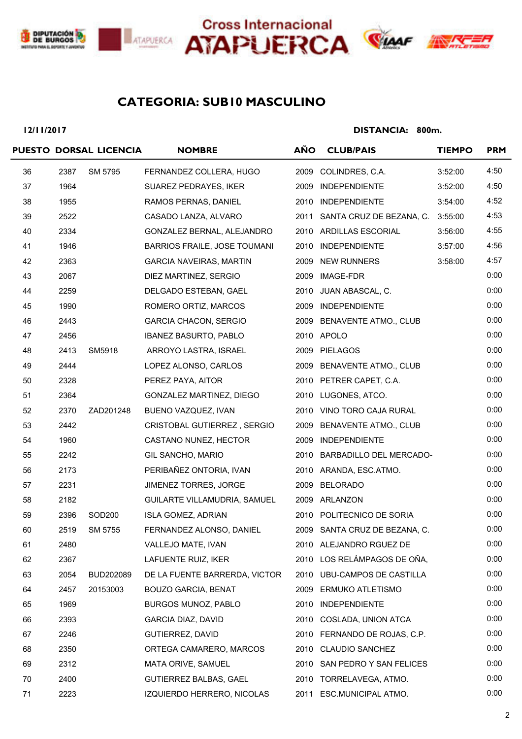# CATEGORIA: SUB10 MASCULINO

**12/11/2017** **DISTANCIA: 800m.**

| PUESTO | DORSAL | LICENCIA | NOMBRE | AÑO | CLUB/PAIS | TIEMPO | PRM |
|---|---|---|---|---|---|---|---|
| 36 | 2387 | SM 5795 | FERNANDEZ COLLERA, HUGO | 2009 | COLINDRES, C.A. | 3:52:00 | 4:50 |
| 37 | 1964 | | SUAREZ PEDRAYES, IKER | 2009 | INDEPENDIENTE | 3:52:00 | 4:50 |
| 38 | 1955 | | RAMOS PERNAS, DANIEL | 2010 | INDEPENDIENTE | 3:54:00 | 4:52 |
| 39 | 2522 | | CASADO LANZA, ALVARO | 2011 | SANTA CRUZ DE BEZANA, C. | 3:55:00 | 4:53 |
| 40 | 2334 | | GONZALEZ BERNAL, ALEJANDRO | 2010 | ARDILLAS ESCORIAL | 3:56:00 | 4:55 |
| 41 | 1946 | | BARRIOS FRAILE, JOSE TOUMANI | 2010 | INDEPENDIENTE | 3:57:00 | 4:56 |
| 42 | 2363 | | GARCIA NAVEIRAS, MARTIN | 2009 | NEW RUNNERS | 3:58:00 | 4:57 |
| 43 | 2067 | | DIEZ MARTINEZ, SERGIO | 2009 | IMAGE-FDR | | 0:00 |
| 44 | 2259 | | DELGADO ESTEBAN, GAEL | 2010 | JUAN ABASCAL, C. | | 0:00 |
| 45 | 1990 | | ROMERO ORTIZ, MARCOS | 2009 | INDEPENDIENTE | | 0:00 |
| 46 | 2443 | | GARCIA CHACON, SERGIO | 2009 | BENAVENTE ATMO., CLUB | | 0:00 |
| 47 | 2456 | | IBANEZ BASURTO, PABLO | 2010 | APOLO | | 0:00 |
| 48 | 2413 | SM5918 | ARROYO LASTRA, ISRAEL | 2009 | PIELAGOS | | 0:00 |
| 49 | 2444 | | LOPEZ ALONSO, CARLOS | 2009 | BENAVENTE ATMO., CLUB | | 0:00 |
| 50 | 2328 | | PEREZ PAYA, AITOR | 2010 | PETRER CAPET, C.A. | | 0:00 |
| 51 | 2364 | | GONZALEZ MARTINEZ, DIEGO | 2010 | LUGONES, ATCO. | | 0:00 |
| 52 | 2370 | ZAD201248 | BUENO VAZQUEZ, IVAN | 2010 | VINO TORO CAJA RURAL | | 0:00 |
| 53 | 2442 | | CRISTOBAL GUTIERREZ , SERGIO | 2009 | BENAVENTE ATMO., CLUB | | 0:00 |
| 54 | 1960 | | CASTANO NUNEZ, HECTOR | 2009 | INDEPENDIENTE | | 0:00 |
| 55 | 2242 | | GIL SANCHO, MARIO | 2010 | BARBADILLO DEL MERCADO- | | 0:00 |
| 56 | 2173 | | PERIBAÑEZ ONTORIA, IVAN | 2010 | ARANDA, ESC.ATMO. | | 0:00 |
| 57 | 2231 | | JIMENEZ TORRES, JORGE | 2009 | BELORADO | | 0:00 |
| 58 | 2182 | | GUILARTE VILLAMUDRIA, SAMUEL | 2009 | ARLANZON | | 0:00 |
| 59 | 2396 | SOD200 | ISLA GOMEZ, ADRIAN | 2010 | POLITECNICO DE SORIA | | 0:00 |
| 60 | 2519 | SM 5755 | FERNANDEZ ALONSO, DANIEL | 2009 | SANTA CRUZ DE BEZANA, C. | | 0:00 |
| 61 | 2480 | | VALLEJO MATE, IVAN | 2010 | ALEJANDRO RGUEZ DE | | 0:00 |
| 62 | 2367 | | LAFUENTE RUIZ, IKER | 2010 | LOS RELÁMPAGOS DE OÑA, | | 0:00 |
| 63 | 2054 | BUD202089 | DE LA FUENTE BARRERDA, VICTOR | 2010 | UBU-CAMPOS DE CASTILLA | | 0:00 |
| 64 | 2457 | 20153003 | BOUZO GARCIA, BENAT | 2009 | ERMUKO ATLETISMO | | 0:00 |
| 65 | 1969 | | BURGOS MUNOZ, PABLO | 2010 | INDEPENDIENTE | | 0:00 |
| 66 | 2393 | | GARCIA DIAZ, DAVID | 2010 | COSLADA, UNION ATCA | | 0:00 |
| 67 | 2246 | | GUTIERREZ, DAVID | 2010 | FERNANDO DE ROJAS, C.P. | | 0:00 |
| 68 | 2350 | | ORTEGA CAMARERO, MARCOS | 2010 | CLAUDIO SANCHEZ | | 0:00 |
| 69 | 2312 | | MATA ORIVE, SAMUEL | 2010 | SAN PEDRO Y SAN FELICES | | 0:00 |
| 70 | 2400 | | GUTIERREZ BALBAS, GAEL | 2010 | TORRELAVEGA, ATMO. | | 0:00 |
| 71 | 2223 | | IZQUIERDO HERRERO, NICOLAS | 2011 | ESC.MUNICIPAL ATMO. | | 0:00 |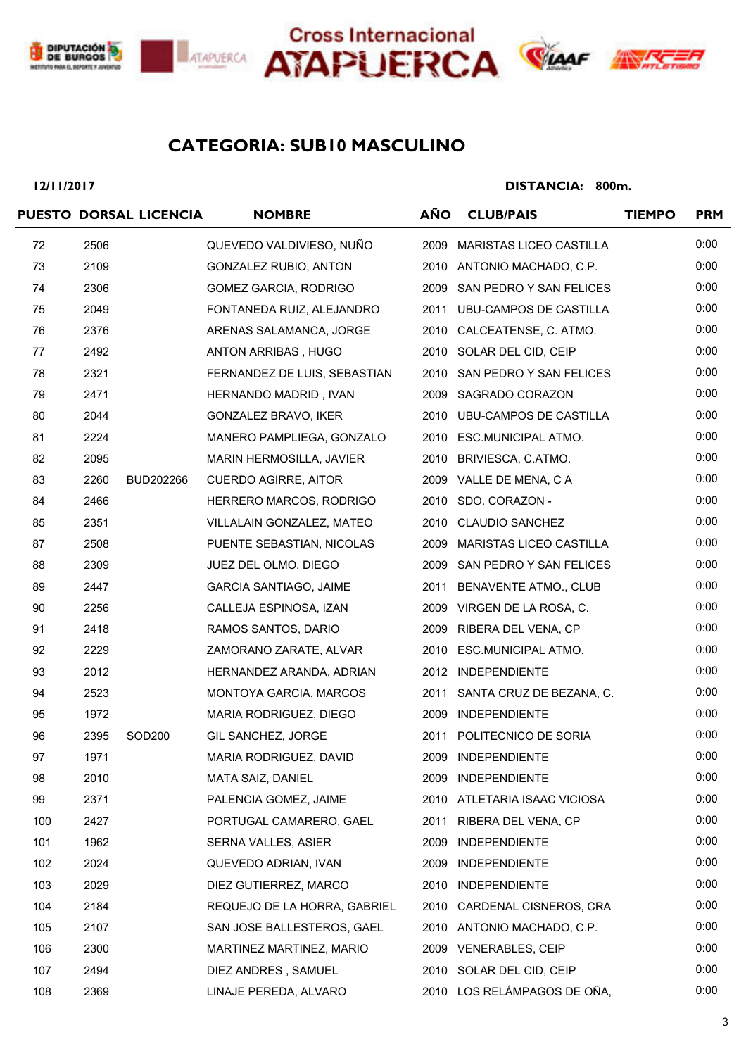# CATEGORIA: SUB10 MASCULINO

**12/11/2017** **DISTANCIA: 800m.**

| PUESTO | DORSAL | LICENCIA | NOMBRE | AÑO | CLUB/PAIS | TIEMPO | PRM |
|---|---|---|---|---|---|---|---|
| 72 | 2506 | | QUEVEDO VALDIVIESO, NUÑO | 2009 | MARISTAS LICEO CASTILLA | | 0:00 |
| 73 | 2109 | | GONZALEZ RUBIO, ANTON | 2010 | ANTONIO MACHADO, C.P. | | 0:00 |
| 74 | 2306 | | GOMEZ GARCIA, RODRIGO | 2009 | SAN PEDRO Y SAN FELICES | | 0:00 |
| 75 | 2049 | | FONTANEDA RUIZ, ALEJANDRO | 2011 | UBU-CAMPOS DE CASTILLA | | 0:00 |
| 76 | 2376 | | ARENAS SALAMANCA, JORGE | 2010 | CALCEATENSE, C. ATMO. | | 0:00 |
| 77 | 2492 | | ANTON ARRIBAS , HUGO | 2010 | SOLAR DEL CID, CEIP | | 0:00 |
| 78 | 2321 | | FERNANDEZ DE LUIS, SEBASTIAN | 2010 | SAN PEDRO Y SAN FELICES | | 0:00 |
| 79 | 2471 | | HERNANDO MADRID , IVAN | 2009 | SAGRADO CORAZON | | 0:00 |
| 80 | 2044 | | GONZALEZ BRAVO, IKER | 2010 | UBU-CAMPOS DE CASTILLA | | 0:00 |
| 81 | 2224 | | MANERO PAMPLIEGA, GONZALO | 2010 | ESC.MUNICIPAL ATMO. | | 0:00 |
| 82 | 2095 | | MARIN HERMOSILLA, JAVIER | 2010 | BRIVIESCA, C.ATMO. | | 0:00 |
| 83 | 2260 | BUD202266 | CUERDO AGIRRE, AITOR | 2009 | VALLE DE MENA, C A | | 0:00 |
| 84 | 2466 | | HERRERO MARCOS, RODRIGO | 2010 | SDO. CORAZON - | | 0:00 |
| 85 | 2351 | | VILLALAIN GONZALEZ, MATEO | 2010 | CLAUDIO SANCHEZ | | 0:00 |
| 87 | 2508 | | PUENTE SEBASTIAN, NICOLAS | 2009 | MARISTAS LICEO CASTILLA | | 0:00 |
| 88 | 2309 | | JUEZ DEL OLMO, DIEGO | 2009 | SAN PEDRO Y SAN FELICES | | 0:00 |
| 89 | 2447 | | GARCIA SANTIAGO, JAIME | 2011 | BENAVENTE ATMO., CLUB | | 0:00 |
| 90 | 2256 | | CALLEJA ESPINOSA, IZAN | 2009 | VIRGEN DE LA ROSA, C. | | 0:00 |
| 91 | 2418 | | RAMOS SANTOS, DARIO | 2009 | RIBERA DEL VENA, CP | | 0:00 |
| 92 | 2229 | | ZAMORANO ZARATE, ALVAR | 2010 | ESC.MUNICIPAL ATMO. | | 0:00 |
| 93 | 2012 | | HERNANDEZ ARANDA, ADRIAN | 2012 | INDEPENDIENTE | | 0:00 |
| 94 | 2523 | | MONTOYA GARCIA, MARCOS | 2011 | SANTA CRUZ DE BEZANA, C. | | 0:00 |
| 95 | 1972 | | MARIA RODRIGUEZ, DIEGO | 2009 | INDEPENDIENTE | | 0:00 |
| 96 | 2395 | SOD200 | GIL SANCHEZ, JORGE | 2011 | POLITECNICO DE SORIA | | 0:00 |
| 97 | 1971 | | MARIA RODRIGUEZ, DAVID | 2009 | INDEPENDIENTE | | 0:00 |
| 98 | 2010 | | MATA SAIZ, DANIEL | 2009 | INDEPENDIENTE | | 0:00 |
| 99 | 2371 | | PALENCIA GOMEZ, JAIME | 2010 | ATLETARIA ISAAC VICIOSA | | 0:00 |
| 100 | 2427 | | PORTUGAL CAMARERO, GAEL | 2011 | RIBERA DEL VENA, CP | | 0:00 |
| 101 | 1962 | | SERNA VALLES, ASIER | 2009 | INDEPENDIENTE | | 0:00 |
| 102 | 2024 | | QUEVEDO ADRIAN, IVAN | 2009 | INDEPENDIENTE | | 0:00 |
| 103 | 2029 | | DIEZ GUTIERREZ, MARCO | 2010 | INDEPENDIENTE | | 0:00 |
| 104 | 2184 | | REQUEJO DE LA HORRA, GABRIEL | 2010 | CARDENAL CISNEROS, CRA | | 0:00 |
| 105 | 2107 | | SAN JOSE BALLESTEROS, GAEL | 2010 | ANTONIO MACHADO, C.P. | | 0:00 |
| 106 | 2300 | | MARTINEZ MARTINEZ, MARIO | 2009 | VENERABLES, CEIP | | 0:00 |
| 107 | 2494 | | DIEZ ANDRES , SAMUEL | 2010 | SOLAR DEL CID, CEIP | | 0:00 |
| 108 | 2369 | | LINAJE PEREDA, ALVARO | 2010 | LOS RELÁMPAGOS DE OÑA, | | 0:00 |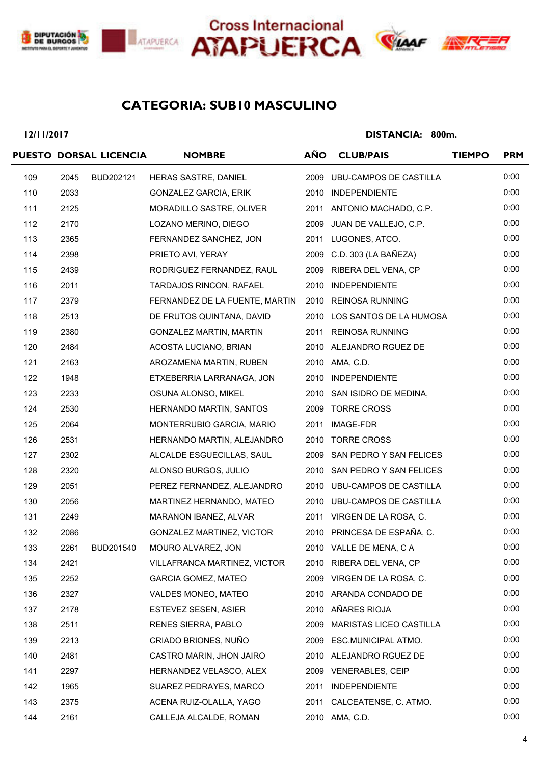Cross Internacional ATAPUERCA

## CATEGORIA: SUB10 MASCULINO

**12/11/2017** **DISTANCIA: 800m.**

| PUESTO | DORSAL | LICENCIA | NOMBRE | AÑO | CLUB/PAIS | TIEMPO | PRM |
|---|---|---|---|---|---|---|---|
| 109 | 2045 | BUD202121 | HERAS SASTRE, DANIEL | 2009 | UBU-CAMPOS DE CASTILLA | | 0:00 |
| 110 | 2033 | | GONZALEZ GARCIA, ERIK | 2010 | INDEPENDIENTE | | 0:00 |
| 111 | 2125 | | MORADILLO SASTRE, OLIVER | 2011 | ANTONIO MACHADO, C.P. | | 0:00 |
| 112 | 2170 | | LOZANO MERINO, DIEGO | 2009 | JUAN DE VALLEJO, C.P. | | 0:00 |
| 113 | 2365 | | FERNANDEZ SANCHEZ, JON | 2011 | LUGONES, ATCO. | | 0:00 |
| 114 | 2398 | | PRIETO AVI, YERAY | 2009 | C.D. 303 (LA BAÑEZA) | | 0:00 |
| 115 | 2439 | | RODRIGUEZ FERNANDEZ, RAUL | 2009 | RIBERA DEL VENA, CP | | 0:00 |
| 116 | 2011 | | TARDAJOS RINCON, RAFAEL | 2010 | INDEPENDIENTE | | 0:00 |
| 117 | 2379 | | FERNANDEZ DE LA FUENTE, MARTIN | 2010 | REINOSA RUNNING | | 0:00 |
| 118 | 2513 | | DE FRUTOS QUINTANA, DAVID | 2010 | LOS SANTOS DE LA HUMOSA | | 0:00 |
| 119 | 2380 | | GONZALEZ MARTIN, MARTIN | 2011 | REINOSA RUNNING | | 0:00 |
| 120 | 2484 | | ACOSTA LUCIANO, BRIAN | 2010 | ALEJANDRO RGUEZ DE | | 0:00 |
| 121 | 2163 | | AROZAMENA MARTIN, RUBEN | 2010 | AMA, C.D. | | 0:00 |
| 122 | 1948 | | ETXEBERRIA LARRANAGA, JON | 2010 | INDEPENDIENTE | | 0:00 |
| 123 | 2233 | | OSUNA ALONSO, MIKEL | 2010 | SAN ISIDRO DE MEDINA, | | 0:00 |
| 124 | 2530 | | HERNANDO MARTIN, SANTOS | 2009 | TORRE CROSS | | 0:00 |
| 125 | 2064 | | MONTERRUBIO GARCIA, MARIO | 2011 | IMAGE-FDR | | 0:00 |
| 126 | 2531 | | HERNANDO MARTIN, ALEJANDRO | 2010 | TORRE CROSS | | 0:00 |
| 127 | 2302 | | ALCALDE ESGUECILLAS, SAUL | 2009 | SAN PEDRO Y SAN FELICES | | 0:00 |
| 128 | 2320 | | ALONSO BURGOS, JULIO | 2010 | SAN PEDRO Y SAN FELICES | | 0:00 |
| 129 | 2051 | | PEREZ FERNANDEZ, ALEJANDRO | 2010 | UBU-CAMPOS DE CASTILLA | | 0:00 |
| 130 | 2056 | | MARTINEZ HERNANDO, MATEO | 2010 | UBU-CAMPOS DE CASTILLA | | 0:00 |
| 131 | 2249 | | MARANON IBANEZ, ALVAR | 2011 | VIRGEN DE LA ROSA, C. | | 0:00 |
| 132 | 2086 | | GONZALEZ MARTINEZ, VICTOR | 2010 | PRINCESA DE ESPAÑA, C. | | 0:00 |
| 133 | 2261 | BUD201540 | MOURO ALVAREZ, JON | 2010 | VALLE DE MENA, C A | | 0:00 |
| 134 | 2421 | | VILLAFRANCA MARTINEZ, VICTOR | 2010 | RIBERA DEL VENA, CP | | 0:00 |
| 135 | 2252 | | GARCIA GOMEZ, MATEO | 2009 | VIRGEN DE LA ROSA, C. | | 0:00 |
| 136 | 2327 | | VALDES MONEO, MATEO | 2010 | ARANDA CONDADO DE | | 0:00 |
| 137 | 2178 | | ESTEVEZ SESEN, ASIER | 2010 | AÑARES RIOJA | | 0:00 |
| 138 | 2511 | | RENES SIERRA, PABLO | 2009 | MARISTAS LICEO CASTILLA | | 0:00 |
| 139 | 2213 | | CRIADO BRIONES, NUÑO | 2009 | ESC.MUNICIPAL ATMO. | | 0:00 |
| 140 | 2481 | | CASTRO MARIN, JHON JAIRO | 2010 | ALEJANDRO RGUEZ DE | | 0:00 |
| 141 | 2297 | | HERNANDEZ VELASCO, ALEX | 2009 | VENERABLES, CEIP | | 0:00 |
| 142 | 1965 | | SUAREZ PEDRAYES, MARCO | 2011 | INDEPENDIENTE | | 0:00 |
| 143 | 2375 | | ACENA RUIZ-OLALLA, YAGO | 2011 | CALCEATENSE, C. ATMO. | | 0:00 |
| 144 | 2161 | | CALLEJA ALCALDE, ROMAN | 2010 | AMA, C.D. | | 0:00 |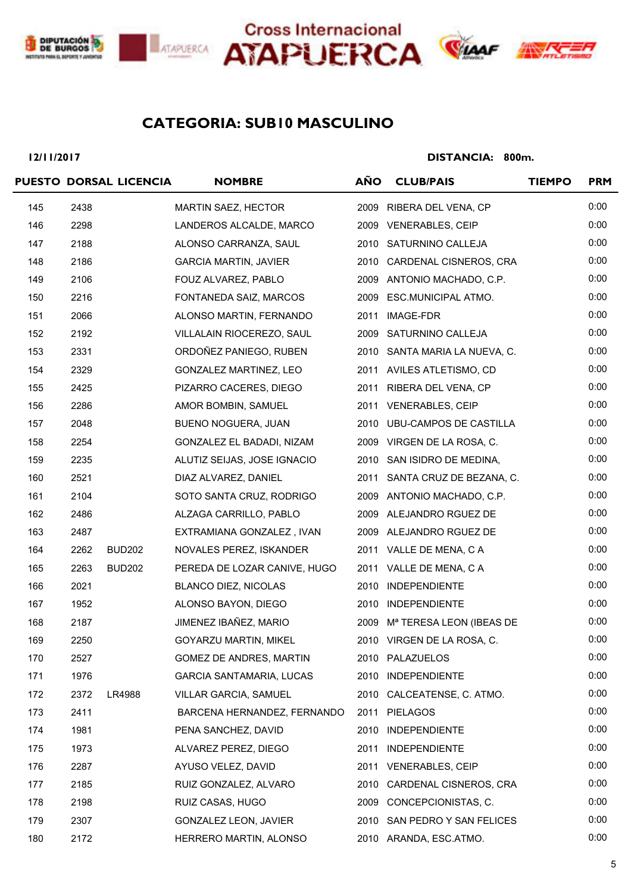Cross Internacional ATAPUERCA

## CATEGORIA: SUB10 MASCULINO

**12/11/2017** **DISTANCIA: 800m.**

| PUESTO | DORSAL | LICENCIA | NOMBRE | AÑO | CLUB/PAIS | TIEMPO | PRM |
|---|---|---|---|---|---|---|---|
| 145 | 2438 | | MARTIN SAEZ, HECTOR | 2009 | RIBERA DEL VENA, CP | | 0:00 |
| 146 | 2298 | | LANDEROS ALCALDE, MARCO | 2009 | VENERABLES, CEIP | | 0:00 |
| 147 | 2188 | | ALONSO CARRANZA, SAUL | 2010 | SATURNINO CALLEJA | | 0:00 |
| 148 | 2186 | | GARCIA MARTIN, JAVIER | 2010 | CARDENAL CISNEROS, CRA | | 0:00 |
| 149 | 2106 | | FOUZ ALVAREZ, PABLO | 2009 | ANTONIO MACHADO, C.P. | | 0:00 |
| 150 | 2216 | | FONTANEDA SAIZ, MARCOS | 2009 | ESC.MUNICIPAL ATMO. | | 0:00 |
| 151 | 2066 | | ALONSO MARTIN, FERNANDO | 2011 | IMAGE-FDR | | 0:00 |
| 152 | 2192 | | VILLALAIN RIOCEREZO, SAUL | 2009 | SATURNINO CALLEJA | | 0:00 |
| 153 | 2331 | | ORDOÑEZ PANIEGO, RUBEN | 2010 | SANTA MARIA LA NUEVA, C. | | 0:00 |
| 154 | 2329 | | GONZALEZ MARTINEZ, LEO | 2011 | AVILES ATLETISMO, CD | | 0:00 |
| 155 | 2425 | | PIZARRO CACERES, DIEGO | 2011 | RIBERA DEL VENA, CP | | 0:00 |
| 156 | 2286 | | AMOR BOMBIN, SAMUEL | 2011 | VENERABLES, CEIP | | 0:00 |
| 157 | 2048 | | BUENO NOGUERA, JUAN | 2010 | UBU-CAMPOS DE CASTILLA | | 0:00 |
| 158 | 2254 | | GONZALEZ EL BADADI, NIZAM | 2009 | VIRGEN DE LA ROSA, C. | | 0:00 |
| 159 | 2235 | | ALUTIZ SEIJAS, JOSE IGNACIO | 2010 | SAN ISIDRO DE MEDINA, | | 0:00 |
| 160 | 2521 | | DIAZ ALVAREZ, DANIEL | 2011 | SANTA CRUZ DE BEZANA, C. | | 0:00 |
| 161 | 2104 | | SOTO SANTA CRUZ, RODRIGO | 2009 | ANTONIO MACHADO, C.P. | | 0:00 |
| 162 | 2486 | | ALZAGA CARRILLO, PABLO | 2009 | ALEJANDRO RGUEZ DE | | 0:00 |
| 163 | 2487 | | EXTRAMIANA GONZALEZ , IVAN | 2009 | ALEJANDRO RGUEZ DE | | 0:00 |
| 164 | 2262 | BUD202 | NOVALES PEREZ, ISKANDER | 2011 | VALLE DE MENA, C A | | 0:00 |
| 165 | 2263 | BUD202 | PEREDA DE LOZAR CANIVE, HUGO | 2011 | VALLE DE MENA, C A | | 0:00 |
| 166 | 2021 | | BLANCO DIEZ, NICOLAS | 2010 | INDEPENDIENTE | | 0:00 |
| 167 | 1952 | | ALONSO BAYON, DIEGO | 2010 | INDEPENDIENTE | | 0:00 |
| 168 | 2187 | | JIMENEZ IBAÑEZ, MARIO | 2009 | Mª TERESA LEON (IBEAS DE | | 0:00 |
| 169 | 2250 | | GOYARZU MARTIN, MIKEL | 2010 | VIRGEN DE LA ROSA, C. | | 0:00 |
| 170 | 2527 | | GOMEZ DE ANDRES, MARTIN | 2010 | PALAZUELOS | | 0:00 |
| 171 | 1976 | | GARCIA SANTAMARIA, LUCAS | 2010 | INDEPENDIENTE | | 0:00 |
| 172 | 2372 | LR4988 | VILLAR GARCIA, SAMUEL | 2010 | CALCEATENSE, C. ATMO. | | 0:00 |
| 173 | 2411 | | BARCENA HERNANDEZ, FERNANDO | 2011 | PIELAGOS | | 0:00 |
| 174 | 1981 | | PENA SANCHEZ, DAVID | 2010 | INDEPENDIENTE | | 0:00 |
| 175 | 1973 | | ALVAREZ PEREZ, DIEGO | 2011 | INDEPENDIENTE | | 0:00 |
| 176 | 2287 | | AYUSO VELEZ, DAVID | 2011 | VENERABLES, CEIP | | 0:00 |
| 177 | 2185 | | RUIZ GONZALEZ, ALVARO | 2010 | CARDENAL CISNEROS, CRA | | 0:00 |
| 178 | 2198 | | RUIZ CASAS, HUGO | 2009 | CONCEPCIONISTAS, C. | | 0:00 |
| 179 | 2307 | | GONZALEZ LEON, JAVIER | 2010 | SAN PEDRO Y SAN FELICES | | 0:00 |
| 180 | 2172 | | HERRERO MARTIN, ALONSO | 2010 | ARANDA, ESC.ATMO. | | 0:00 |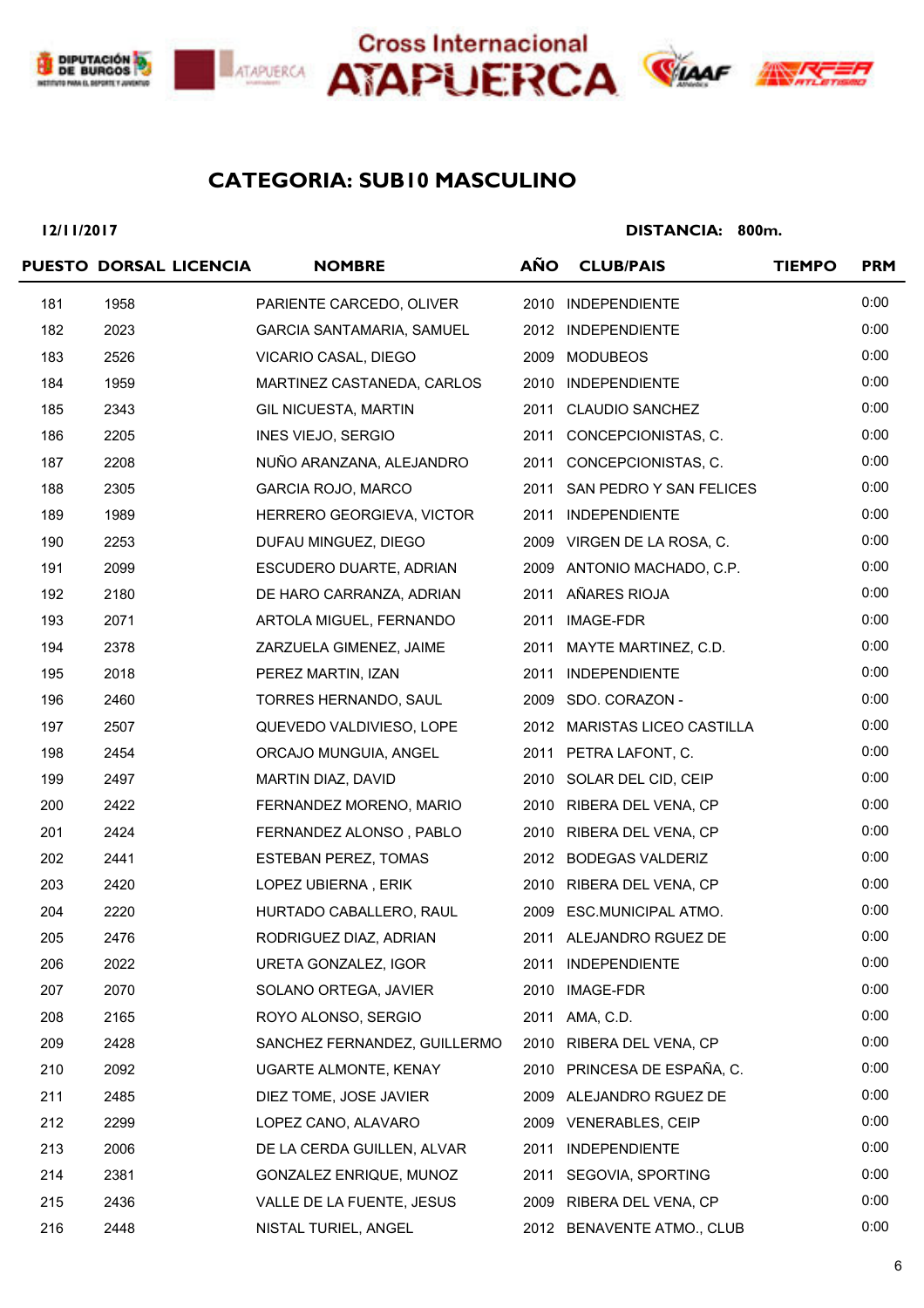## CATEGORIA: SUB10 MASCULINO

**12/11/2017** **DISTANCIA: 800m.**

| PUESTO | DORSAL | LICENCIA | NOMBRE | AÑO | CLUB/PAIS | TIEMPO | PRM |
|---|---|---|---|---|---|---|---|
| 181 | 1958 | | PARIENTE CARCEDO, OLIVER | 2010 | INDEPENDIENTE | | 0:00 |
| 182 | 2023 | | GARCIA SANTAMARIA, SAMUEL | 2012 | INDEPENDIENTE | | 0:00 |
| 183 | 2526 | | VICARIO CASAL, DIEGO | 2009 | MODUBEOS | | 0:00 |
| 184 | 1959 | | MARTINEZ CASTANEDA, CARLOS | 2010 | INDEPENDIENTE | | 0:00 |
| 185 | 2343 | | GIL NICUESTA, MARTIN | 2011 | CLAUDIO SANCHEZ | | 0:00 |
| 186 | 2205 | | INES VIEJO, SERGIO | 2011 | CONCEPCIONISTAS, C. | | 0:00 |
| 187 | 2208 | | NUÑO ARANZANA, ALEJANDRO | 2011 | CONCEPCIONISTAS, C. | | 0:00 |
| 188 | 2305 | | GARCIA ROJO, MARCO | 2011 | SAN PEDRO Y SAN FELICES | | 0:00 |
| 189 | 1989 | | HERRERO GEORGIEVA, VICTOR | 2011 | INDEPENDIENTE | | 0:00 |
| 190 | 2253 | | DUFAU MINGUEZ, DIEGO | 2009 | VIRGEN DE LA ROSA, C. | | 0:00 |
| 191 | 2099 | | ESCUDERO DUARTE, ADRIAN | 2009 | ANTONIO MACHADO, C.P. | | 0:00 |
| 192 | 2180 | | DE HARO CARRANZA, ADRIAN | 2011 | AÑARES RIOJA | | 0:00 |
| 193 | 2071 | | ARTOLA MIGUEL, FERNANDO | 2011 | IMAGE-FDR | | 0:00 |
| 194 | 2378 | | ZARZUELA GIMENEZ, JAIME | 2011 | MAYTE MARTINEZ, C.D. | | 0:00 |
| 195 | 2018 | | PEREZ MARTIN, IZAN | 2011 | INDEPENDIENTE | | 0:00 |
| 196 | 2460 | | TORRES HERNANDO, SAUL | 2009 | SDO. CORAZON - | | 0:00 |
| 197 | 2507 | | QUEVEDO VALDIVIESO, LOPE | 2012 | MARISTAS LICEO CASTILLA | | 0:00 |
| 198 | 2454 | | ORCAJO MUNGUIA, ANGEL | 2011 | PETRA LAFONT, C. | | 0:00 |
| 199 | 2497 | | MARTIN DIAZ, DAVID | 2010 | SOLAR DEL CID, CEIP | | 0:00 |
| 200 | 2422 | | FERNANDEZ MORENO, MARIO | 2010 | RIBERA DEL VENA, CP | | 0:00 |
| 201 | 2424 | | FERNANDEZ ALONSO , PABLO | 2010 | RIBERA DEL VENA, CP | | 0:00 |
| 202 | 2441 | | ESTEBAN PEREZ, TOMAS | 2012 | BODEGAS VALDERIZ | | 0:00 |
| 203 | 2420 | | LOPEZ UBIERNA , ERIK | 2010 | RIBERA DEL VENA, CP | | 0:00 |
| 204 | 2220 | | HURTADO CABALLERO, RAUL | 2009 | ESC.MUNICIPAL ATMO. | | 0:00 |
| 205 | 2476 | | RODRIGUEZ DIAZ, ADRIAN | 2011 | ALEJANDRO RGUEZ DE | | 0:00 |
| 206 | 2022 | | URETA GONZALEZ, IGOR | 2011 | INDEPENDIENTE | | 0:00 |
| 207 | 2070 | | SOLANO ORTEGA, JAVIER | 2010 | IMAGE-FDR | | 0:00 |
| 208 | 2165 | | ROYO ALONSO, SERGIO | 2011 | AMA, C.D. | | 0:00 |
| 209 | 2428 | | SANCHEZ FERNANDEZ, GUILLERMO | 2010 | RIBERA DEL VENA, CP | | 0:00 |
| 210 | 2092 | | UGARTE ALMONTE, KENAY | 2010 | PRINCESA DE ESPAÑA, C. | | 0:00 |
| 211 | 2485 | | DIEZ TOME, JOSE JAVIER | 2009 | ALEJANDRO RGUEZ DE | | 0:00 |
| 212 | 2299 | | LOPEZ CANO, ALAVARO | 2009 | VENERABLES, CEIP | | 0:00 |
| 213 | 2006 | | DE LA CERDA GUILLEN, ALVAR | 2011 | INDEPENDIENTE | | 0:00 |
| 214 | 2381 | | GONZALEZ ENRIQUE, MUNOZ | 2011 | SEGOVIA, SPORTING | | 0:00 |
| 215 | 2436 | | VALLE DE LA FUENTE, JESUS | 2009 | RIBERA DEL VENA, CP | | 0:00 |
| 216 | 2448 | | NISTAL TURIEL, ANGEL | 2012 | BENAVENTE ATMO., CLUB | | 0:00 |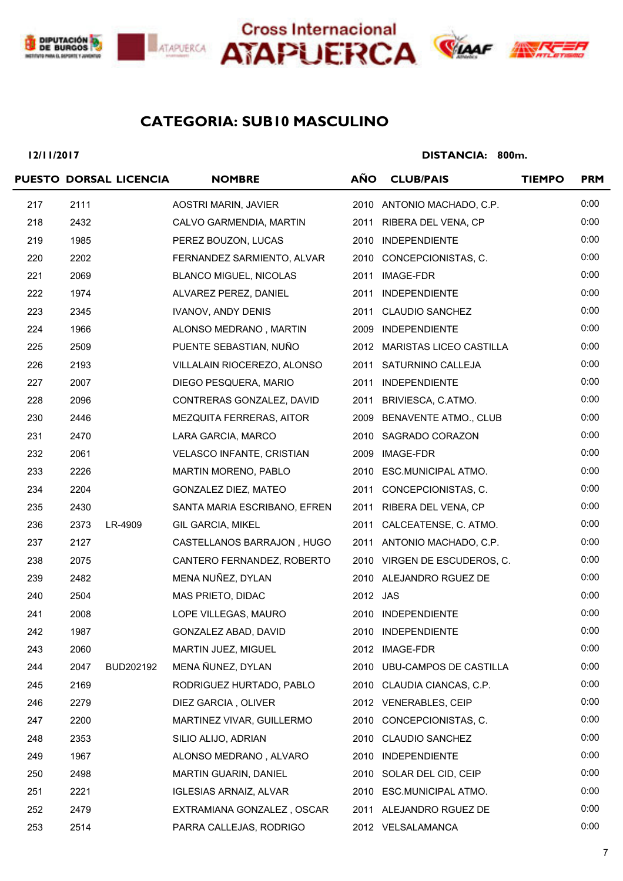Cross Internacional ATAPUERCA

## CATEGORIA: SUB10 MASCULINO

**12/11/2017** **DISTANCIA: 800m.**

| PUESTO | DORSAL | LICENCIA | NOMBRE | AÑO | CLUB/PAIS | TIEMPO | PRM |
|---|---|---|---|---|---|---|---|
| 217 | 2111 | | AOSTRI MARIN, JAVIER | 2010 | ANTONIO MACHADO, C.P. | | 0:00 |
| 218 | 2432 | | CALVO GARMENDIA, MARTIN | 2011 | RIBERA DEL VENA, CP | | 0:00 |
| 219 | 1985 | | PEREZ BOUZON, LUCAS | 2010 | INDEPENDIENTE | | 0:00 |
| 220 | 2202 | | FERNANDEZ SARMIENTO, ALVAR | 2010 | CONCEPCIONISTAS, C. | | 0:00 |
| 221 | 2069 | | BLANCO MIGUEL, NICOLAS | 2011 | IMAGE-FDR | | 0:00 |
| 222 | 1974 | | ALVAREZ PEREZ, DANIEL | 2011 | INDEPENDIENTE | | 0:00 |
| 223 | 2345 | | IVANOV, ANDY DENIS | 2011 | CLAUDIO SANCHEZ | | 0:00 |
| 224 | 1966 | | ALONSO MEDRANO , MARTIN | 2009 | INDEPENDIENTE | | 0:00 |
| 225 | 2509 | | PUENTE SEBASTIAN, NUÑO | 2012 | MARISTAS LICEO CASTILLA | | 0:00 |
| 226 | 2193 | | VILLALAIN RIOCEREZO, ALONSO | 2011 | SATURNINO CALLEJA | | 0:00 |
| 227 | 2007 | | DIEGO PESQUERA, MARIO | 2011 | INDEPENDIENTE | | 0:00 |
| 228 | 2096 | | CONTRERAS GONZALEZ, DAVID | 2011 | BRIVIESCA, C.ATMO. | | 0:00 |
| 230 | 2446 | | MEZQUITA FERRERAS, AITOR | 2009 | BENAVENTE ATMO., CLUB | | 0:00 |
| 231 | 2470 | | LARA GARCIA, MARCO | 2010 | SAGRADO CORAZON | | 0:00 |
| 232 | 2061 | | VELASCO INFANTE, CRISTIAN | 2009 | IMAGE-FDR | | 0:00 |
| 233 | 2226 | | MARTIN MORENO, PABLO | 2010 | ESC.MUNICIPAL ATMO. | | 0:00 |
| 234 | 2204 | | GONZALEZ DIEZ, MATEO | 2011 | CONCEPCIONISTAS, C. | | 0:00 |
| 235 | 2430 | | SANTA MARIA ESCRIBANO, EFREN | 2011 | RIBERA DEL VENA, CP | | 0:00 |
| 236 | 2373 | LR-4909 | GIL GARCIA, MIKEL | 2011 | CALCEATENSE, C. ATMO. | | 0:00 |
| 237 | 2127 | | CASTELLANOS BARRAJON , HUGO | 2011 | ANTONIO MACHADO, C.P. | | 0:00 |
| 238 | 2075 | | CANTERO FERNANDEZ, ROBERTO | 2010 | VIRGEN DE ESCUDEROS, C. | | 0:00 |
| 239 | 2482 | | MENA NUÑEZ, DYLAN | 2010 | ALEJANDRO RGUEZ DE | | 0:00 |
| 240 | 2504 | | MAS PRIETO, DIDAC | 2012 | JAS | | 0:00 |
| 241 | 2008 | | LOPE VILLEGAS, MAURO | 2010 | INDEPENDIENTE | | 0:00 |
| 242 | 1987 | | GONZALEZ ABAD, DAVID | 2010 | INDEPENDIENTE | | 0:00 |
| 243 | 2060 | | MARTIN JUEZ, MIGUEL | 2012 | IMAGE-FDR | | 0:00 |
| 244 | 2047 | BUD202192 | MENA ÑUNEZ, DYLAN | 2010 | UBU-CAMPOS DE CASTILLA | | 0:00 |
| 245 | 2169 | | RODRIGUEZ HURTADO, PABLO | 2010 | CLAUDIA CIANCAS, C.P. | | 0:00 |
| 246 | 2279 | | DIEZ GARCIA , OLIVER | 2012 | VENERABLES, CEIP | | 0:00 |
| 247 | 2200 | | MARTINEZ VIVAR, GUILLERMO | 2010 | CONCEPCIONISTAS, C. | | 0:00 |
| 248 | 2353 | | SILIO ALIJO, ADRIAN | 2010 | CLAUDIO SANCHEZ | | 0:00 |
| 249 | 1967 | | ALONSO MEDRANO , ALVARO | 2010 | INDEPENDIENTE | | 0:00 |
| 250 | 2498 | | MARTIN GUARIN, DANIEL | 2010 | SOLAR DEL CID, CEIP | | 0:00 |
| 251 | 2221 | | IGLESIAS ARNAIZ, ALVAR | 2010 | ESC.MUNICIPAL ATMO. | | 0:00 |
| 252 | 2479 | | EXTRAMIANA GONZALEZ , OSCAR | 2011 | ALEJANDRO RGUEZ DE | | 0:00 |
| 253 | 2514 | | PARRA CALLEJAS, RODRIGO | 2012 | VELSALAMANCA | | 0:00 |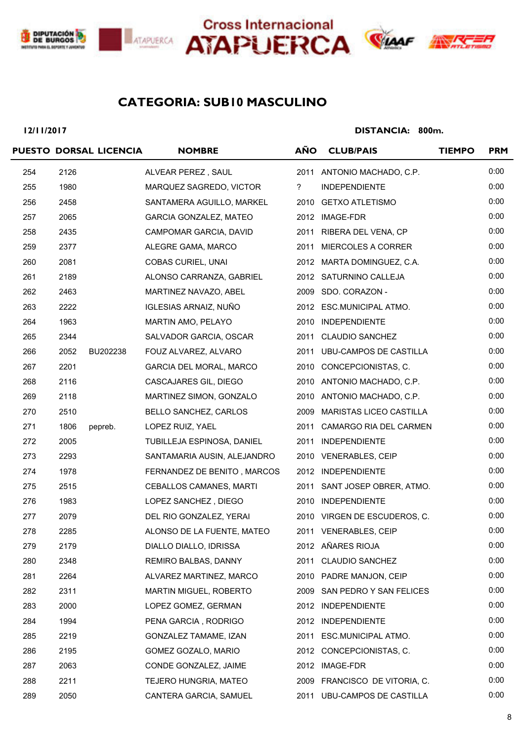Cross Internacional ATAPUERCA

## CATEGORIA: SUB10 MASCULINO

**12/11/2017** **DISTANCIA: 800m.**

| PUESTO | DORSAL | LICENCIA | NOMBRE | AÑO | CLUB/PAIS | TIEMPO | PRM |
|---|---|---|---|---|---|---|---|
| 254 | 2126 | | ALVEAR PEREZ , SAUL | 2011 | ANTONIO MACHADO, C.P. | | 0:00 |
| 255 | 1980 | | MARQUEZ SAGREDO, VICTOR | ? | INDEPENDIENTE | | 0:00 |
| 256 | 2458 | | SANTAMERA AGUILLO, MARKEL | 2010 | GETXO ATLETISMO | | 0:00 |
| 257 | 2065 | | GARCIA GONZALEZ, MATEO | 2012 | IMAGE-FDR | | 0:00 |
| 258 | 2435 | | CAMPOMAR GARCIA, DAVID | 2011 | RIBERA DEL VENA, CP | | 0:00 |
| 259 | 2377 | | ALEGRE GAMA, MARCO | 2011 | MIERCOLES A CORRER | | 0:00 |
| 260 | 2081 | | COBAS CURIEL, UNAI | 2012 | MARTA DOMINGUEZ, C.A. | | 0:00 |
| 261 | 2189 | | ALONSO CARRANZA, GABRIEL | 2012 | SATURNINO CALLEJA | | 0:00 |
| 262 | 2463 | | MARTINEZ NAVAZO, ABEL | 2009 | SDO. CORAZON - | | 0:00 |
| 263 | 2222 | | IGLESIAS ARNAIZ, NUÑO | 2012 | ESC.MUNICIPAL ATMO. | | 0:00 |
| 264 | 1963 | | MARTIN AMO, PELAYO | 2010 | INDEPENDIENTE | | 0:00 |
| 265 | 2344 | | SALVADOR GARCIA, OSCAR | 2011 | CLAUDIO SANCHEZ | | 0:00 |
| 266 | 2052 | BU202238 | FOUZ ALVAREZ, ALVARO | 2011 | UBU-CAMPOS DE CASTILLA | | 0:00 |
| 267 | 2201 | | GARCIA DEL MORAL, MARCO | 2010 | CONCEPCIONISTAS, C. | | 0:00 |
| 268 | 2116 | | CASCAJARES GIL, DIEGO | 2010 | ANTONIO MACHADO, C.P. | | 0:00 |
| 269 | 2118 | | MARTINEZ SIMON, GONZALO | 2010 | ANTONIO MACHADO, C.P. | | 0:00 |
| 270 | 2510 | | BELLO SANCHEZ, CARLOS | 2009 | MARISTAS LICEO CASTILLA | | 0:00 |
| 271 | 1806 | pepreb. | LOPEZ RUIZ, YAEL | 2011 | CAMARGO RIA DEL CARMEN | | 0:00 |
| 272 | 2005 | | TUBILLEJA ESPINOSA, DANIEL | 2011 | INDEPENDIENTE | | 0:00 |
| 273 | 2293 | | SANTAMARIA AUSIN, ALEJANDRO | 2010 | VENERABLES, CEIP | | 0:00 |
| 274 | 1978 | | FERNANDEZ DE BENITO , MARCOS | 2012 | INDEPENDIENTE | | 0:00 |
| 275 | 2515 | | CEBALLOS CAMANES, MARTI | 2011 | SANT JOSEP OBRER, ATMO. | | 0:00 |
| 276 | 1983 | | LOPEZ SANCHEZ , DIEGO | 2010 | INDEPENDIENTE | | 0:00 |
| 277 | 2079 | | DEL RIO GONZALEZ, YERAI | 2010 | VIRGEN DE ESCUDEROS, C. | | 0:00 |
| 278 | 2285 | | ALONSO DE LA FUENTE, MATEO | 2011 | VENERABLES, CEIP | | 0:00 |
| 279 | 2179 | | DIALLO DIALLO, IDRISSA | 2012 | AÑARES RIOJA | | 0:00 |
| 280 | 2348 | | REMIRO BALBAS, DANNY | 2011 | CLAUDIO SANCHEZ | | 0:00 |
| 281 | 2264 | | ALVAREZ MARTINEZ, MARCO | 2010 | PADRE MANJON, CEIP | | 0:00 |
| 282 | 2311 | | MARTIN MIGUEL, ROBERTO | 2009 | SAN PEDRO Y SAN FELICES | | 0:00 |
| 283 | 2000 | | LOPEZ GOMEZ, GERMAN | 2012 | INDEPENDIENTE | | 0:00 |
| 284 | 1994 | | PENA GARCIA , RODRIGO | 2012 | INDEPENDIENTE | | 0:00 |
| 285 | 2219 | | GONZALEZ TAMAME, IZAN | 2011 | ESC.MUNICIPAL ATMO. | | 0:00 |
| 286 | 2195 | | GOMEZ GOZALO, MARIO | 2012 | CONCEPCIONISTAS, C. | | 0:00 |
| 287 | 2063 | | CONDE GONZALEZ, JAIME | 2012 | IMAGE-FDR | | 0:00 |
| 288 | 2211 | | TEJERO HUNGRIA, MATEO | 2009 | FRANCISCO DE VITORIA, C. | | 0:00 |
| 289 | 2050 | | CANTERA GARCIA, SAMUEL | 2011 | UBU-CAMPOS DE CASTILLA | | 0:00 |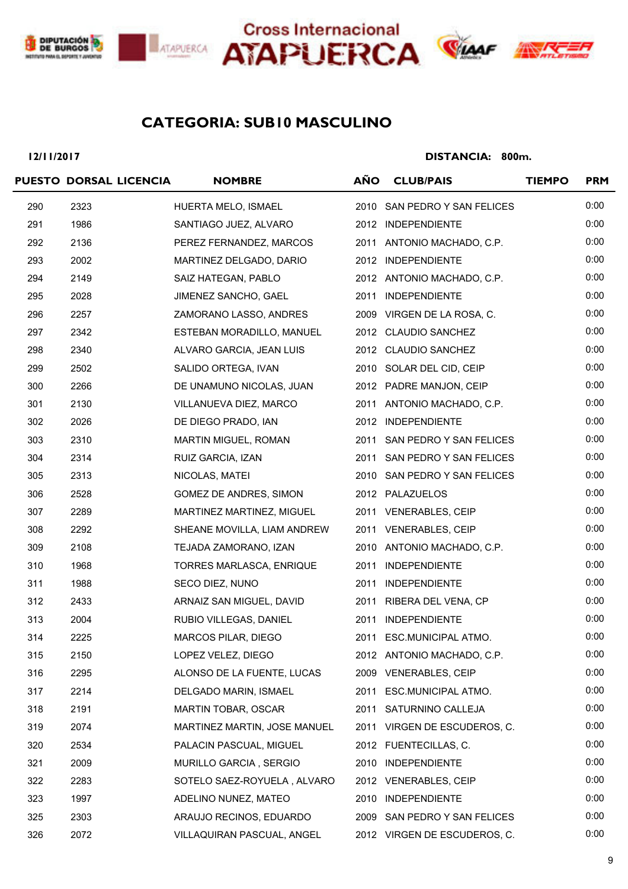Cross Internacional ATAPUERCA

## CATEGORIA: SUB10 MASCULINO

**12/11/2017** **DISTANCIA: 800m.**

| PUESTO | DORSAL | LICENCIA | NOMBRE | AÑO | CLUB/PAIS | TIEMPO | PRM |
|---|---|---|---|---|---|---|---|
| 290 | 2323 | | HUERTA MELO, ISMAEL | 2010 | SAN PEDRO Y SAN FELICES | | 0:00 |
| 291 | 1986 | | SANTIAGO JUEZ, ALVARO | 2012 | INDEPENDIENTE | | 0:00 |
| 292 | 2136 | | PEREZ FERNANDEZ, MARCOS | 2011 | ANTONIO MACHADO, C.P. | | 0:00 |
| 293 | 2002 | | MARTINEZ DELGADO, DARIO | 2012 | INDEPENDIENTE | | 0:00 |
| 294 | 2149 | | SAIZ HATEGAN, PABLO | 2012 | ANTONIO MACHADO, C.P. | | 0:00 |
| 295 | 2028 | | JIMENEZ SANCHO, GAEL | 2011 | INDEPENDIENTE | | 0:00 |
| 296 | 2257 | | ZAMORANO LASSO, ANDRES | 2009 | VIRGEN DE LA ROSA, C. | | 0:00 |
| 297 | 2342 | | ESTEBAN MORADILLO, MANUEL | 2012 | CLAUDIO SANCHEZ | | 0:00 |
| 298 | 2340 | | ALVARO GARCIA, JEAN LUIS | 2012 | CLAUDIO SANCHEZ | | 0:00 |
| 299 | 2502 | | SALIDO ORTEGA, IVAN | 2010 | SOLAR DEL CID, CEIP | | 0:00 |
| 300 | 2266 | | DE UNAMUNO NICOLAS, JUAN | 2012 | PADRE MANJON, CEIP | | 0:00 |
| 301 | 2130 | | VILLANUEVA DIEZ, MARCO | 2011 | ANTONIO MACHADO, C.P. | | 0:00 |
| 302 | 2026 | | DE DIEGO PRADO, IAN | 2012 | INDEPENDIENTE | | 0:00 |
| 303 | 2310 | | MARTIN MIGUEL, ROMAN | 2011 | SAN PEDRO Y SAN FELICES | | 0:00 |
| 304 | 2314 | | RUIZ GARCIA, IZAN | 2011 | SAN PEDRO Y SAN FELICES | | 0:00 |
| 305 | 2313 | | NICOLAS, MATEI | 2010 | SAN PEDRO Y SAN FELICES | | 0:00 |
| 306 | 2528 | | GOMEZ DE ANDRES, SIMON | 2012 | PALAZUELOS | | 0:00 |
| 307 | 2289 | | MARTINEZ MARTINEZ, MIGUEL | 2011 | VENERABLES, CEIP | | 0:00 |
| 308 | 2292 | | SHEANE MOVILLA, LIAM ANDREW | 2011 | VENERABLES, CEIP | | 0:00 |
| 309 | 2108 | | TEJADA ZAMORANO, IZAN | 2010 | ANTONIO MACHADO, C.P. | | 0:00 |
| 310 | 1968 | | TORRES MARLASCA, ENRIQUE | 2011 | INDEPENDIENTE | | 0:00 |
| 311 | 1988 | | SECO DIEZ, NUNO | 2011 | INDEPENDIENTE | | 0:00 |
| 312 | 2433 | | ARNAIZ SAN MIGUEL, DAVID | 2011 | RIBERA DEL VENA, CP | | 0:00 |
| 313 | 2004 | | RUBIO VILLEGAS, DANIEL | 2011 | INDEPENDIENTE | | 0:00 |
| 314 | 2225 | | MARCOS PILAR, DIEGO | 2011 | ESC.MUNICIPAL ATMO. | | 0:00 |
| 315 | 2150 | | LOPEZ VELEZ, DIEGO | 2012 | ANTONIO MACHADO, C.P. | | 0:00 |
| 316 | 2295 | | ALONSO DE LA FUENTE, LUCAS | 2009 | VENERABLES, CEIP | | 0:00 |
| 317 | 2214 | | DELGADO MARIN, ISMAEL | 2011 | ESC.MUNICIPAL ATMO. | | 0:00 |
| 318 | 2191 | | MARTIN TOBAR, OSCAR | 2011 | SATURNINO CALLEJA | | 0:00 |
| 319 | 2074 | | MARTINEZ MARTIN, JOSE MANUEL | 2011 | VIRGEN DE ESCUDEROS, C. | | 0:00 |
| 320 | 2534 | | PALACIN PASCUAL, MIGUEL | 2012 | FUENTECILLAS, C. | | 0:00 |
| 321 | 2009 | | MURILLO GARCIA , SERGIO | 2010 | INDEPENDIENTE | | 0:00 |
| 322 | 2283 | | SOTELO SAEZ-ROYUELA , ALVARO | 2012 | VENERABLES, CEIP | | 0:00 |
| 323 | 1997 | | ADELINO NUNEZ, MATEO | 2010 | INDEPENDIENTE | | 0:00 |
| 325 | 2303 | | ARAUJO RECINOS, EDUARDO | 2009 | SAN PEDRO Y SAN FELICES | | 0:00 |
| 326 | 2072 | | VILLAQUIRAN PASCUAL, ANGEL | 2012 | VIRGEN DE ESCUDEROS, C. | | 0:00 |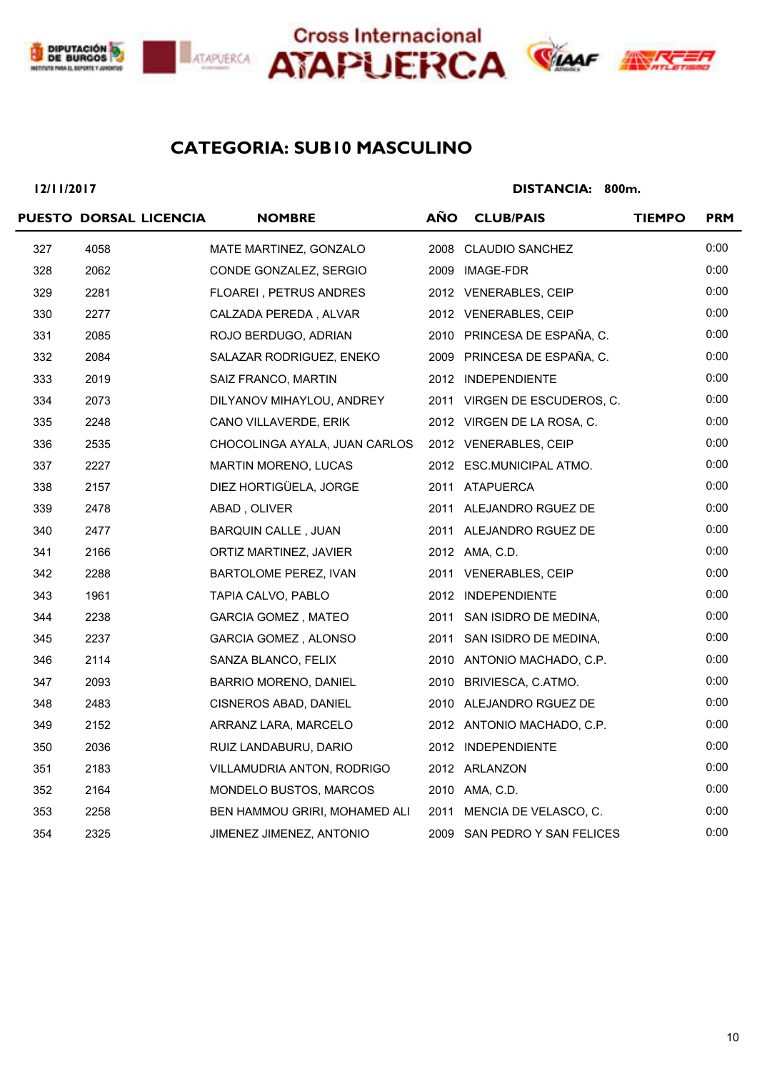Cross Internacional ATAPUERCA

## CATEGORIA: SUB10 MASCULINO

**12/11/2017** **DISTANCIA: 800m.**

| PUESTO | DORSAL | LICENCIA | NOMBRE | AÑO | CLUB/PAIS | TIEMPO | PRM |
|---|---|---|---|---|---|---|---|
| 327 | 4058 | | MATE MARTINEZ, GONZALO | 2008 | CLAUDIO SANCHEZ | | 0:00 |
| 328 | 2062 | | CONDE GONZALEZ, SERGIO | 2009 | IMAGE-FDR | | 0:00 |
| 329 | 2281 | | FLOAREI , PETRUS ANDRES | 2012 | VENERABLES, CEIP | | 0:00 |
| 330 | 2277 | | CALZADA PEREDA , ALVAR | 2012 | VENERABLES, CEIP | | 0:00 |
| 331 | 2085 | | ROJO BERDUGO, ADRIAN | 2010 | PRINCESA DE ESPAÑA, C. | | 0:00 |
| 332 | 2084 | | SALAZAR RODRIGUEZ, ENEKO | 2009 | PRINCESA DE ESPAÑA, C. | | 0:00 |
| 333 | 2019 | | SAIZ FRANCO, MARTIN | 2012 | INDEPENDIENTE | | 0:00 |
| 334 | 2073 | | DILYANOV MIHAYLOU, ANDREY | 2011 | VIRGEN DE ESCUDEROS, C. | | 0:00 |
| 335 | 2248 | | CANO VILLAVERDE, ERIK | 2012 | VIRGEN DE LA ROSA, C. | | 0:00 |
| 336 | 2535 | | CHOCOLINGA AYALA, JUAN CARLOS | 2012 | VENERABLES, CEIP | | 0:00 |
| 337 | 2227 | | MARTIN MORENO, LUCAS | 2012 | ESC.MUNICIPAL ATMO. | | 0:00 |
| 338 | 2157 | | DIEZ HORTIGÜELA, JORGE | 2011 | ATAPUERCA | | 0:00 |
| 339 | 2478 | | ABAD , OLIVER | 2011 | ALEJANDRO RGUEZ DE | | 0:00 |
| 340 | 2477 | | BARQUIN CALLE , JUAN | 2011 | ALEJANDRO RGUEZ DE | | 0:00 |
| 341 | 2166 | | ORTIZ MARTINEZ, JAVIER | 2012 | AMA, C.D. | | 0:00 |
| 342 | 2288 | | BARTOLOME PEREZ, IVAN | 2011 | VENERABLES, CEIP | | 0:00 |
| 343 | 1961 | | TAPIA CALVO, PABLO | 2012 | INDEPENDIENTE | | 0:00 |
| 344 | 2238 | | GARCIA GOMEZ , MATEO | 2011 | SAN ISIDRO DE MEDINA, | | 0:00 |
| 345 | 2237 | | GARCIA GOMEZ , ALONSO | 2011 | SAN ISIDRO DE MEDINA, | | 0:00 |
| 346 | 2114 | | SANZA BLANCO, FELIX | 2010 | ANTONIO MACHADO, C.P. | | 0:00 |
| 347 | 2093 | | BARRIO MORENO, DANIEL | 2010 | BRIVIESCA, C.ATMO. | | 0:00 |
| 348 | 2483 | | CISNEROS ABAD, DANIEL | 2010 | ALEJANDRO RGUEZ DE | | 0:00 |
| 349 | 2152 | | ARRANZ LARA, MARCELO | 2012 | ANTONIO MACHADO, C.P. | | 0:00 |
| 350 | 2036 | | RUIZ LANDABURU, DARIO | 2012 | INDEPENDIENTE | | 0:00 |
| 351 | 2183 | | VILLAMUDRIA ANTON, RODRIGO | 2012 | ARLANZON | | 0:00 |
| 352 | 2164 | | MONDELO BUSTOS, MARCOS | 2010 | AMA, C.D. | | 0:00 |
| 353 | 2258 | | BEN HAMMOU GRIRI, MOHAMED ALI | 2011 | MENCIA DE VELASCO, C. | | 0:00 |
| 354 | 2325 | | JIMENEZ JIMENEZ, ANTONIO | 2009 | SAN PEDRO Y SAN FELICES | | 0:00 |